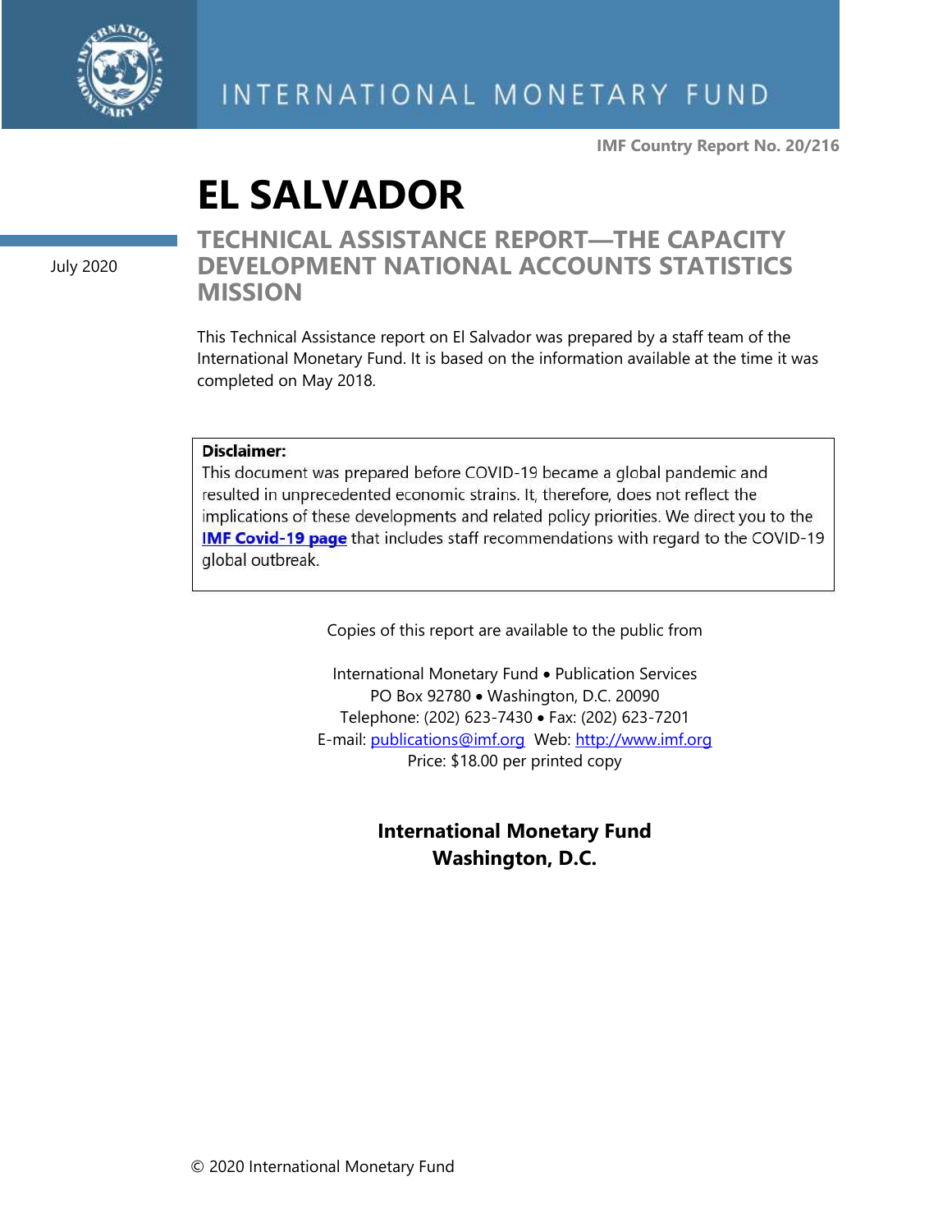INTERNATIONAL MONETARY FUND

IMF Country Report No. 20/216

# EL SALVADOR

## TECHNICAL ASSISTANCE REPORT—THE CAPACITY DEVELOPMENT NATIONAL ACCOUNTS STATISTICS MISSION

July 2020

This Technical Assistance report on El Salvador was prepared by a staff team of the International Monetary Fund. It is based on the information available at the time it was completed on May 2018.

**Disclaimer:**
This document was prepared before COVID-19 became a global pandemic and resulted in unprecedented economic strains. It, therefore, does not reflect the implications of these developments and related policy priorities. We direct you to the **IMF Covid-19 page** that includes staff recommendations with regard to the COVID-19 global outbreak.

Copies of this report are available to the public from

International Monetary Fund • Publication Services
PO Box 92780 • Washington, D.C. 20090
Telephone: (202) 623-7430 • Fax: (202) 623-7201
E-mail: publications@imf.org Web: http://www.imf.org
Price: $18.00 per printed copy

**International Monetary Fund**
**Washington, D.C.**

© 2020 International Monetary Fund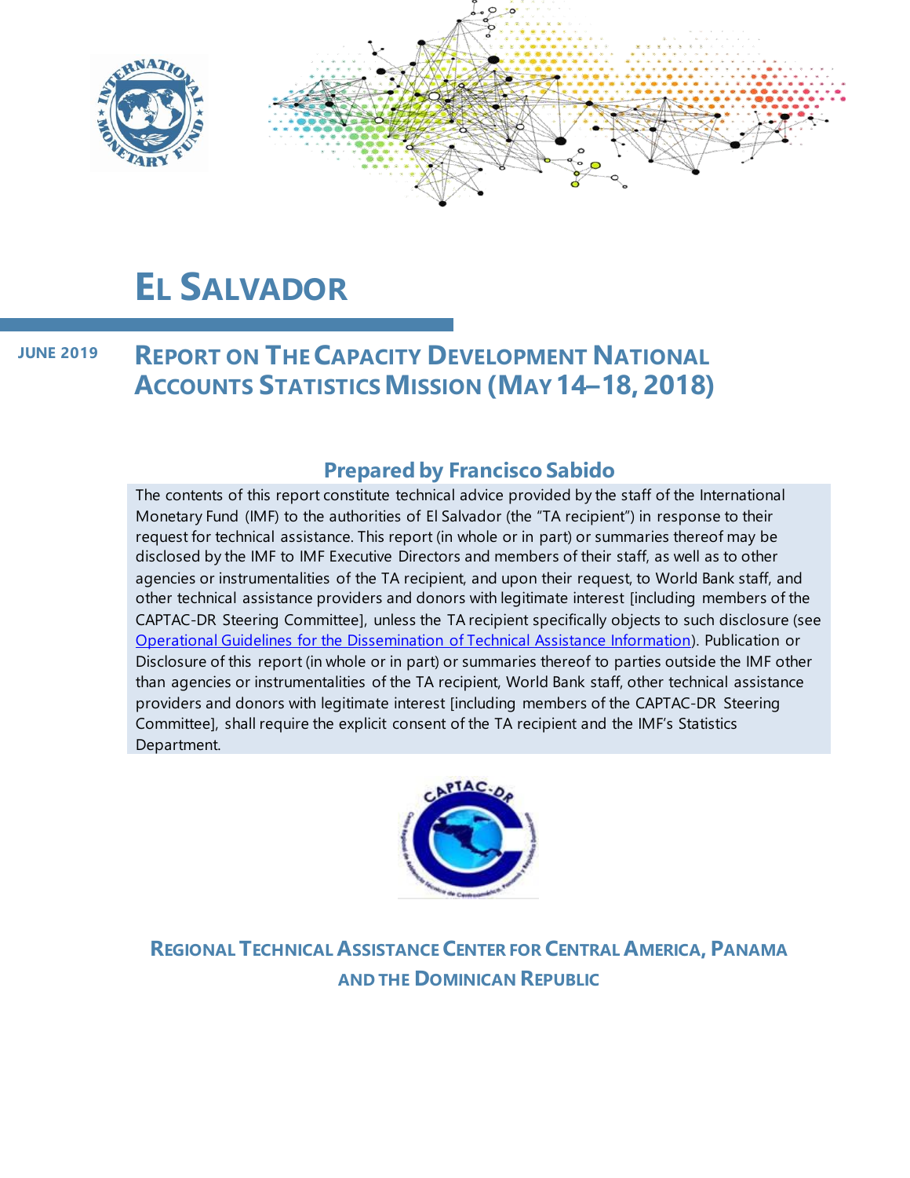# EL SALVADOR

**JUNE 2019**

## REPORT ON THE CAPACITY DEVELOPMENT NATIONAL ACCOUNTS STATISTICS MISSION (MAY 14–18, 2018)

### Prepared by Francisco Sabido

The contents of this report constitute technical advice provided by the staff of the International Monetary Fund (IMF) to the authorities of El Salvador (the "TA recipient") in response to their request for technical assistance. This report (in whole or in part) or summaries thereof may be disclosed by the IMF to IMF Executive Directors and members of their staff, as well as to other agencies or instrumentalities of the TA recipient, and upon their request, to World Bank staff, and other technical assistance providers and donors with legitimate interest [including members of the CAPTAC-DR Steering Committee], unless the TA recipient specifically objects to such disclosure (see Operational Guidelines for the Dissemination of Technical Assistance Information). Publication or Disclosure of this report (in whole or in part) or summaries thereof to parties outside the IMF other than agencies or instrumentalities of the TA recipient, World Bank staff, other technical assistance providers and donors with legitimate interest [including members of the CAPTAC-DR Steering Committee], shall require the explicit consent of the TA recipient and the IMF's Statistics Department.

**REGIONAL TECHNICAL ASSISTANCE CENTER FOR CENTRAL AMERICA, PANAMA AND THE DOMINICAN REPUBLIC**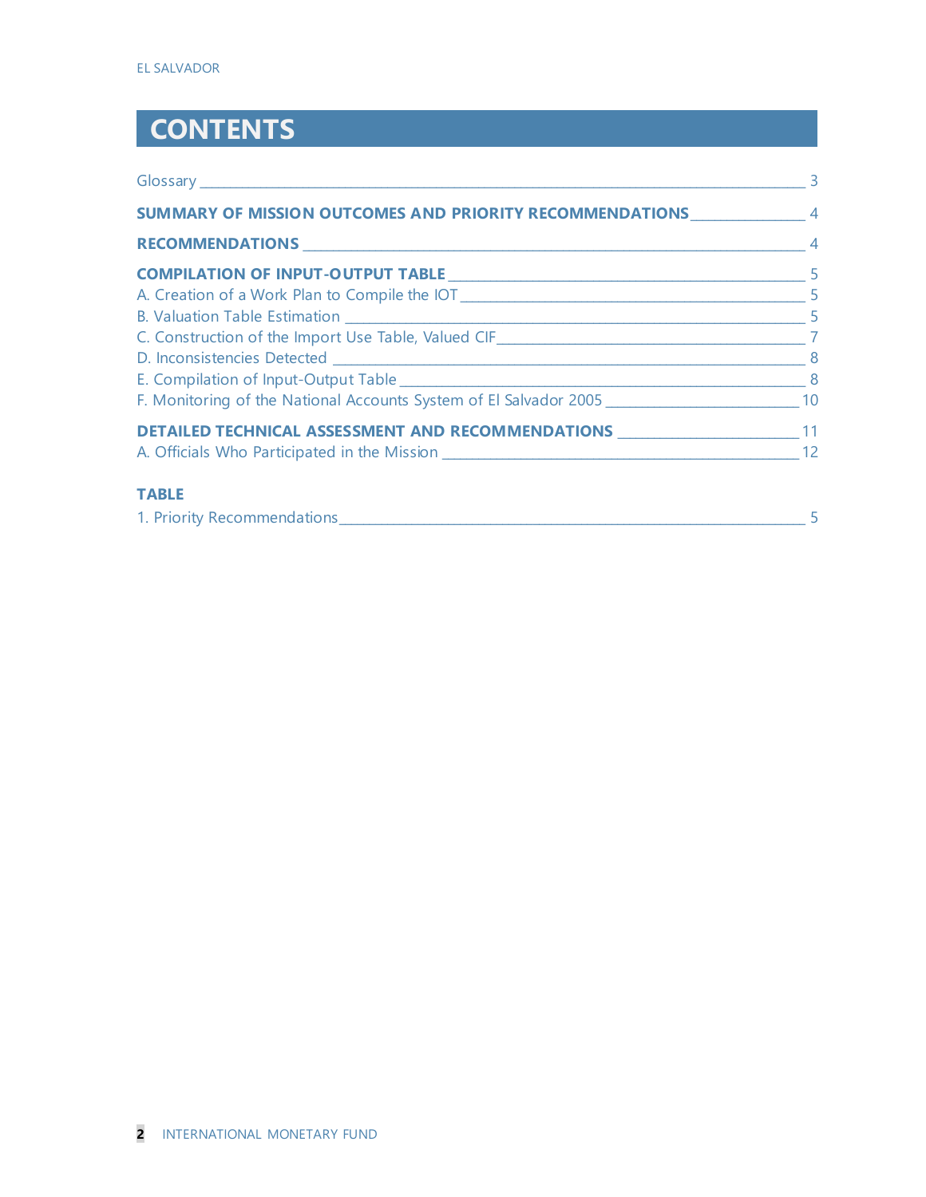# CONTENTS

Glossary _____ 3

**SUMMARY OF MISSION OUTCOMES AND PRIORITY RECOMMENDATIONS** _____ 4

**RECOMMENDATIONS** _____ 4

**COMPILATION OF INPUT-OUTPUT TABLE** _____ 5

A. Creation of a Work Plan to Compile the IOT _____ 5

B. Valuation Table Estimation _____ 5

C. Construction of the Import Use Table, Valued CIF _____ 7

D. Inconsistencies Detected _____ 8

E. Compilation of Input-Output Table _____ 8

F. Monitoring of the National Accounts System of El Salvador 2005 _____ 10

**DETAILED TECHNICAL ASSESSMENT AND RECOMMENDATIONS** _____ 11

A. Officials Who Participated in the Mission _____ 12

**TABLE**

1. Priority Recommendations _____ 5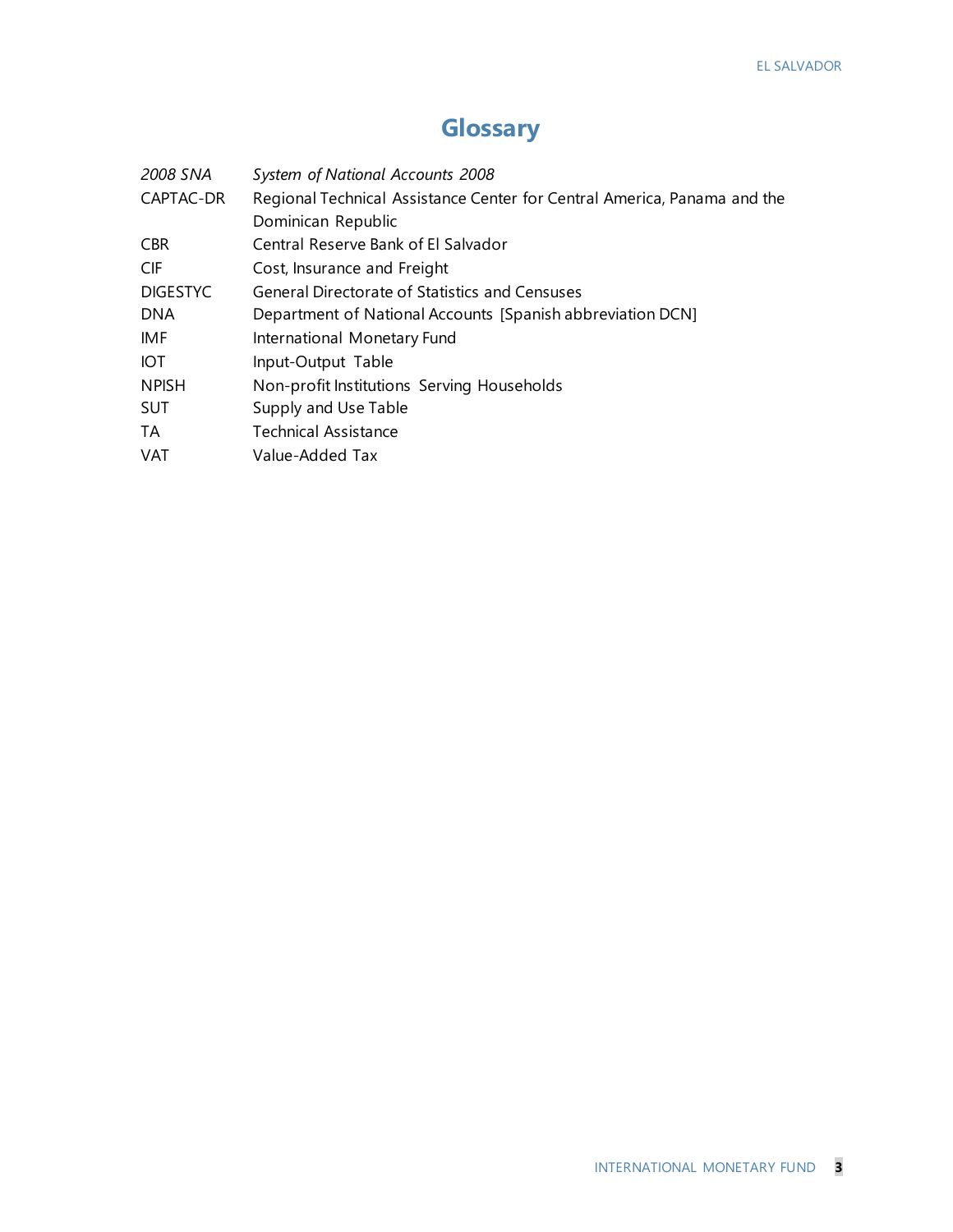# Glossary

| | |
|---|---|
| *2008 SNA* | *System of National Accounts 2008* |
| CAPTAC-DR | Regional Technical Assistance Center for Central America, Panama and the Dominican Republic |
| CBR | Central Reserve Bank of El Salvador |
| CIF | Cost, Insurance and Freight |
| DIGESTYC | General Directorate of Statistics and Censuses |
| DNA | Department of National Accounts [Spanish abbreviation DCN] |
| IMF | International Monetary Fund |
| IOT | Input-Output Table |
| NPISH | Non-profit Institutions Serving Households |
| SUT | Supply and Use Table |
| TA | Technical Assistance |
| VAT | Value-Added Tax |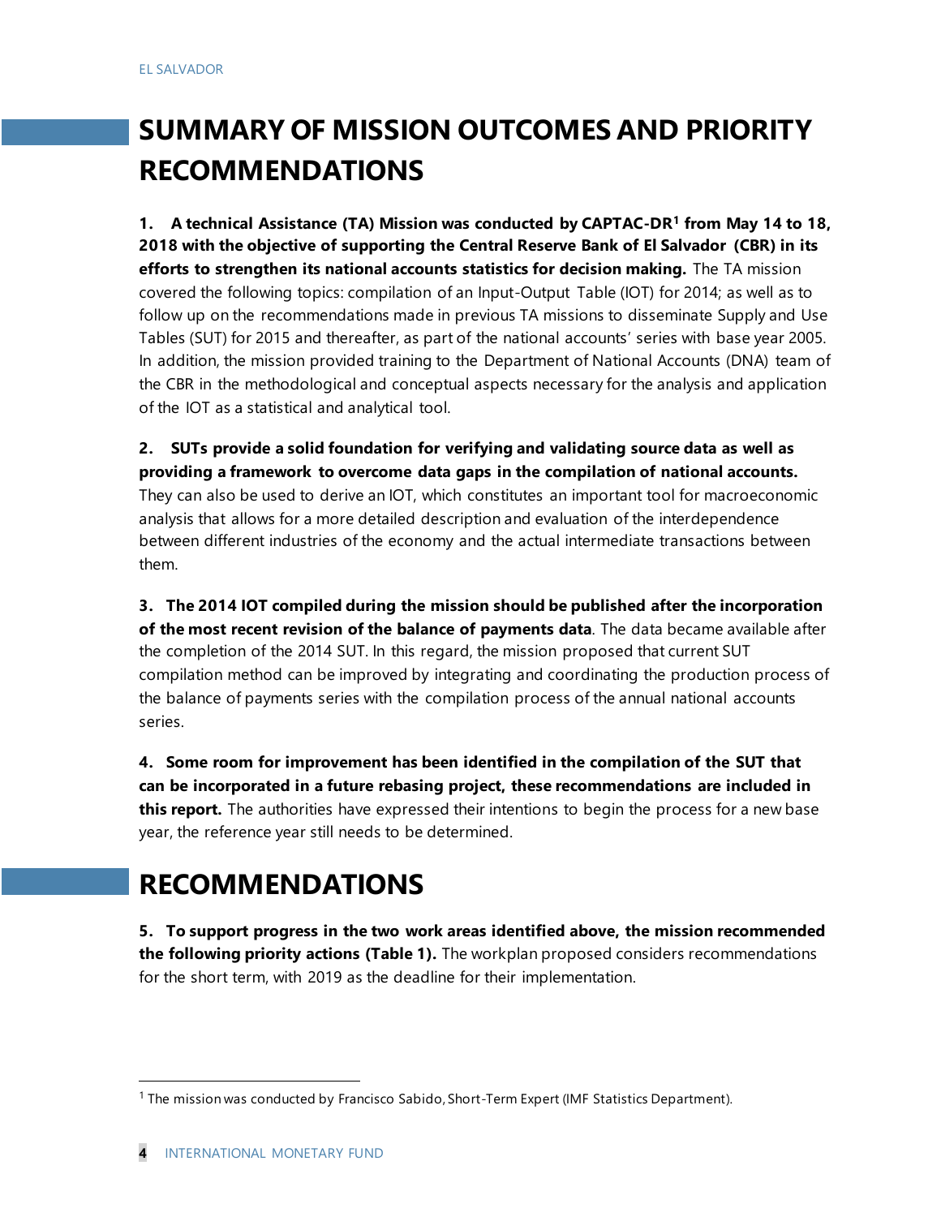# SUMMARY OF MISSION OUTCOMES AND PRIORITY RECOMMENDATIONS

1. **A technical Assistance (TA) Mission was conducted by CAPTAC-DR[1] from May 14 to 18, 2018 with the objective of supporting the Central Reserve Bank of El Salvador (CBR) in its efforts to strengthen its national accounts statistics for decision making.** The TA mission covered the following topics: compilation of an Input-Output Table (IOT) for 2014; as well as to follow up on the recommendations made in previous TA missions to disseminate Supply and Use Tables (SUT) for 2015 and thereafter, as part of the national accounts' series with base year 2005. In addition, the mission provided training to the Department of National Accounts (DNA) team of the CBR in the methodological and conceptual aspects necessary for the analysis and application of the IOT as a statistical and analytical tool.

2. **SUTs provide a solid foundation for verifying and validating source data as well as providing a framework to overcome data gaps in the compilation of national accounts.** They can also be used to derive an IOT, which constitutes an important tool for macroeconomic analysis that allows for a more detailed description and evaluation of the interdependence between different industries of the economy and the actual intermediate transactions between them.

3. **The 2014 IOT compiled during the mission should be published after the incorporation of the most recent revision of the balance of payments data**. The data became available after the completion of the 2014 SUT. In this regard, the mission proposed that current SUT compilation method can be improved by integrating and coordinating the production process of the balance of payments series with the compilation process of the annual national accounts series.

4. **Some room for improvement has been identified in the compilation of the SUT that can be incorporated in a future rebasing project, these recommendations are included in this report.** The authorities have expressed their intentions to begin the process for a new base year, the reference year still needs to be determined.

# RECOMMENDATIONS

5. **To support progress in the two work areas identified above, the mission recommended the following priority actions (Table 1).** The workplan proposed considers recommendations for the short term, with 2019 as the deadline for their implementation.

[1] The mission was conducted by Francisco Sabido, Short-Term Expert (IMF Statistics Department).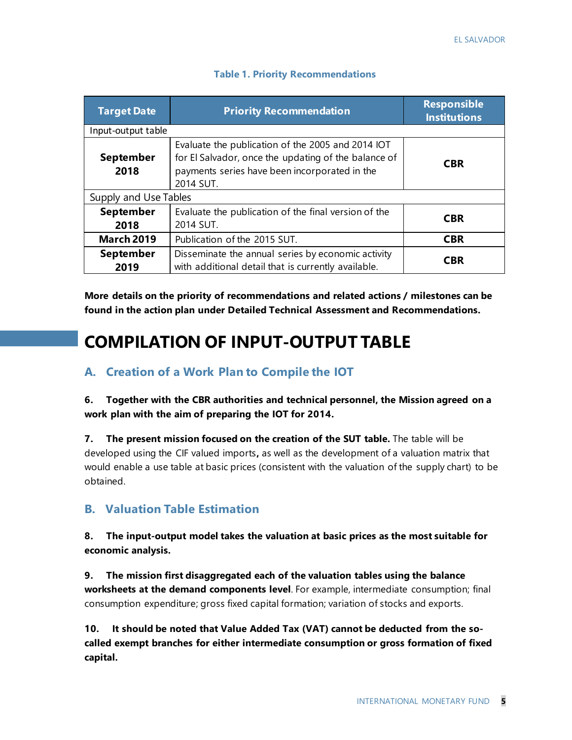**Table 1. Priority Recommendations**

| Target Date | Priority Recommendation | Responsible Institutions |
| --- | --- | --- |
| Input-output table | | |
| **September 2018** | Evaluate the publication of the 2005 and 2014 IOT for El Salvador, once the updating of the balance of payments series have been incorporated in the 2014 SUT. | **CBR** |
| Supply and Use Tables | | |
| **September 2018** | Evaluate the publication of the final version of the 2014 SUT. | **CBR** |
| **March 2019** | Publication of the 2015 SUT. | **CBR** |
| **September 2019** | Disseminate the annual series by economic activity with additional detail that is currently available. | **CBR** |

**More details on the priority of recommendations and related actions / milestones can be found in the action plan under Detailed Technical Assessment and Recommendations.**

# COMPILATION OF INPUT-OUTPUT TABLE

## A. Creation of a Work Plan to Compile the IOT

**6. Together with the CBR authorities and technical personnel, the Mission agreed on a work plan with the aim of preparing the IOT for 2014.**

**7. The present mission focused on the creation of the SUT table.** The table will be developed using the CIF valued imports**,** as well as the development of a valuation matrix that would enable a use table at basic prices (consistent with the valuation of the supply chart) to be obtained.

## B. Valuation Table Estimation

**8. The input-output model takes the valuation at basic prices as the most suitable for economic analysis.**

**9. The mission first disaggregated each of the valuation tables using the balance worksheets at the demand components level**. For example, intermediate consumption; final consumption expenditure; gross fixed capital formation; variation of stocks and exports.

**10. It should be noted that Value Added Tax (VAT) cannot be deducted from the so-called exempt branches for either intermediate consumption or gross formation of fixed capital.**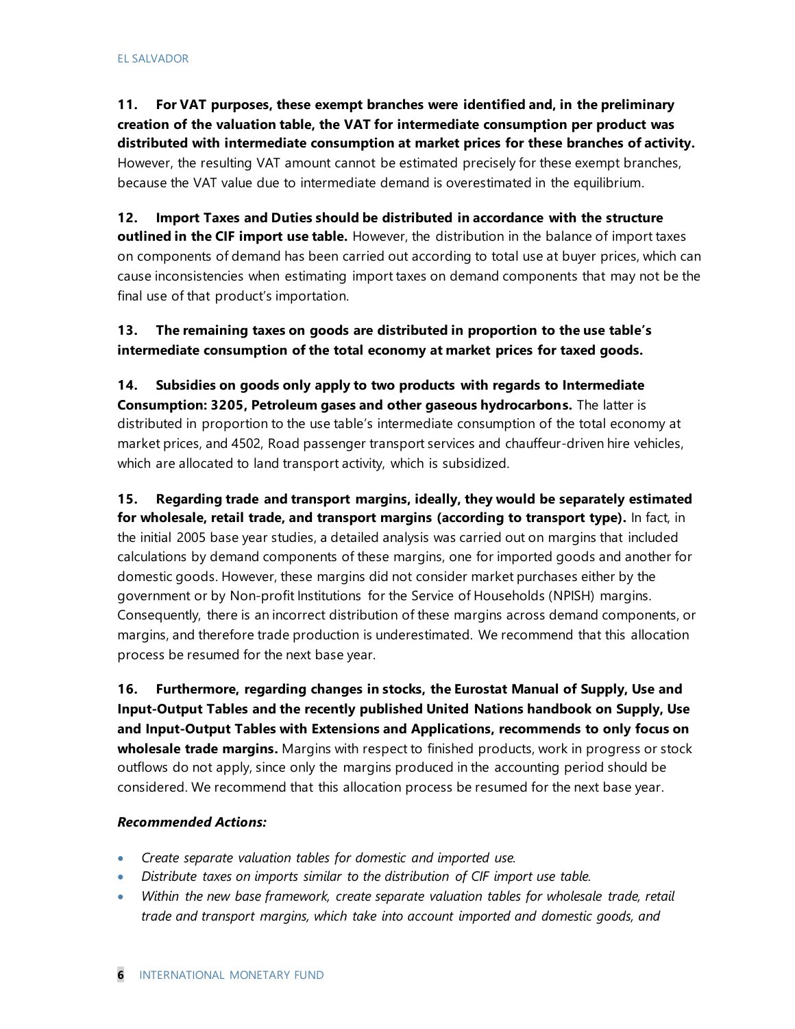**11. For VAT purposes, these exempt branches were identified and, in the preliminary creation of the valuation table, the VAT for intermediate consumption per product was distributed with intermediate consumption at market prices for these branches of activity.** However, the resulting VAT amount cannot be estimated precisely for these exempt branches, because the VAT value due to intermediate demand is overestimated in the equilibrium.

**12. Import Taxes and Duties should be distributed in accordance with the structure outlined in the CIF import use table.** However, the distribution in the balance of import taxes on components of demand has been carried out according to total use at buyer prices, which can cause inconsistencies when estimating import taxes on demand components that may not be the final use of that product's importation.

**13. The remaining taxes on goods are distributed in proportion to the use table's intermediate consumption of the total economy at market prices for taxed goods.**

**14. Subsidies on goods only apply to two products with regards to Intermediate Consumption: 3205, Petroleum gases and other gaseous hydrocarbons.** The latter is distributed in proportion to the use table's intermediate consumption of the total economy at market prices, and 4502, Road passenger transport services and chauffeur-driven hire vehicles, which are allocated to land transport activity, which is subsidized.

**15. Regarding trade and transport margins, ideally, they would be separately estimated for wholesale, retail trade, and transport margins (according to transport type).** In fact, in the initial 2005 base year studies, a detailed analysis was carried out on margins that included calculations by demand components of these margins, one for imported goods and another for domestic goods. However, these margins did not consider market purchases either by the government or by Non-profit Institutions for the Service of Households (NPISH) margins. Consequently, there is an incorrect distribution of these margins across demand components, or margins, and therefore trade production is underestimated. We recommend that this allocation process be resumed for the next base year.

**16. Furthermore, regarding changes in stocks, the Eurostat Manual of Supply, Use and Input-Output Tables and the recently published United Nations handbook on Supply, Use and Input-Output Tables with Extensions and Applications, recommends to only focus on wholesale trade margins.** Margins with respect to finished products, work in progress or stock outflows do not apply, since only the margins produced in the accounting period should be considered. We recommend that this allocation process be resumed for the next base year.

***Recommended Actions:***

- *Create separate valuation tables for domestic and imported use.*
- *Distribute taxes on imports similar to the distribution of CIF import use table.*
- *Within the new base framework, create separate valuation tables for wholesale trade, retail trade and transport margins, which take into account imported and domestic goods, and*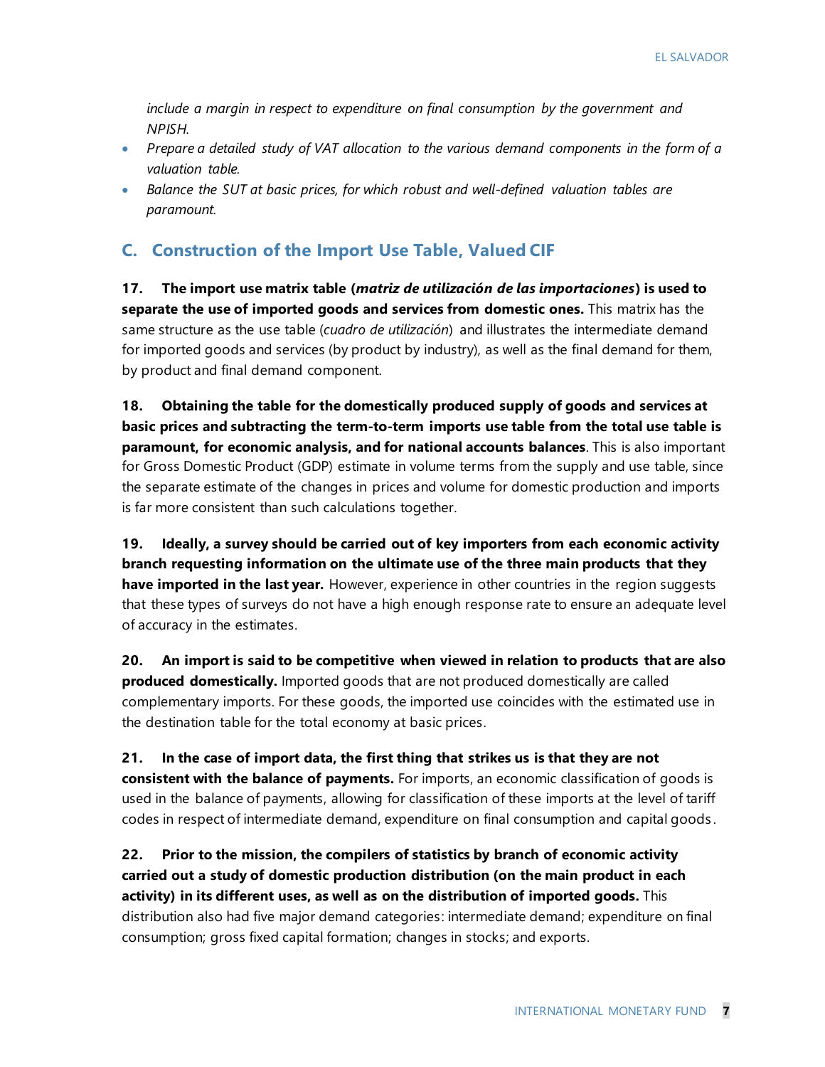*include a margin in respect to expenditure on final consumption by the government and NPISH.*

- *Prepare a detailed study of VAT allocation to the various demand components in the form of a valuation table.*
- *Balance the SUT at basic prices, for which robust and well-defined valuation tables are paramount.*

## C. Construction of the Import Use Table, Valued CIF

**17. The import use matrix table (*matriz de utilización de las importaciones*) is used to separate the use of imported goods and services from domestic ones.** This matrix has the same structure as the use table (*cuadro de utilización*) and illustrates the intermediate demand for imported goods and services (by product by industry), as well as the final demand for them, by product and final demand component.

**18. Obtaining the table for the domestically produced supply of goods and services at basic prices and subtracting the term-to-term imports use table from the total use table is paramount, for economic analysis, and for national accounts balances**. This is also important for Gross Domestic Product (GDP) estimate in volume terms from the supply and use table, since the separate estimate of the changes in prices and volume for domestic production and imports is far more consistent than such calculations together.

**19. Ideally, a survey should be carried out of key importers from each economic activity branch requesting information on the ultimate use of the three main products that they have imported in the last year.** However, experience in other countries in the region suggests that these types of surveys do not have a high enough response rate to ensure an adequate level of accuracy in the estimates.

**20. An import is said to be competitive when viewed in relation to products that are also produced domestically.** Imported goods that are not produced domestically are called complementary imports. For these goods, the imported use coincides with the estimated use in the destination table for the total economy at basic prices.

**21. In the case of import data, the first thing that strikes us is that they are not consistent with the balance of payments.** For imports, an economic classification of goods is used in the balance of payments, allowing for classification of these imports at the level of tariff codes in respect of intermediate demand, expenditure on final consumption and capital goods.

**22. Prior to the mission, the compilers of statistics by branch of economic activity carried out a study of domestic production distribution (on the main product in each activity) in its different uses, as well as on the distribution of imported goods.** This distribution also had five major demand categories: intermediate demand; expenditure on final consumption; gross fixed capital formation; changes in stocks; and exports.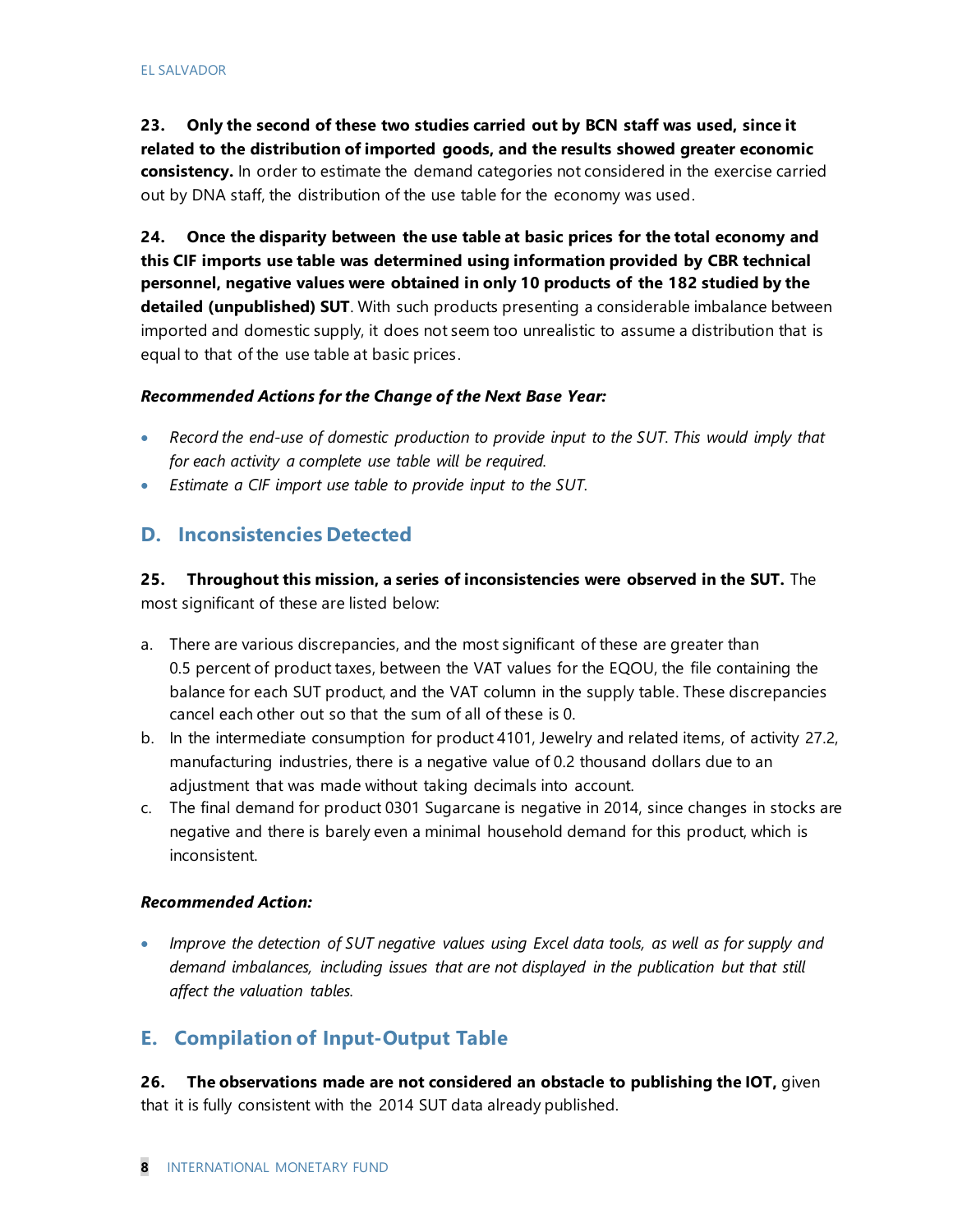**23. Only the second of these two studies carried out by BCN staff was used, since it related to the distribution of imported goods, and the results showed greater economic consistency.** In order to estimate the demand categories not considered in the exercise carried out by DNA staff, the distribution of the use table for the economy was used.

**24. Once the disparity between the use table at basic prices for the total economy and this CIF imports use table was determined using information provided by CBR technical personnel, negative values were obtained in only 10 products of the 182 studied by the detailed (unpublished) SUT**. With such products presenting a considerable imbalance between imported and domestic supply, it does not seem too unrealistic to assume a distribution that is equal to that of the use table at basic prices.

***Recommended Actions for the Change of the Next Base Year:***

- *Record the end-use of domestic production to provide input to the SUT. This would imply that for each activity a complete use table will be required.*
- *Estimate a CIF import use table to provide input to the SUT.*

## D. Inconsistencies Detected

**25. Throughout this mission, a series of inconsistencies were observed in the SUT.** The most significant of these are listed below:

a. There are various discrepancies, and the most significant of these are greater than 0.5 percent of product taxes, between the VAT values for the EQOU, the file containing the balance for each SUT product, and the VAT column in the supply table. These discrepancies cancel each other out so that the sum of all of these is 0.

b. In the intermediate consumption for product 4101, Jewelry and related items, of activity 27.2, manufacturing industries, there is a negative value of 0.2 thousand dollars due to an adjustment that was made without taking decimals into account.

c. The final demand for product 0301 Sugarcane is negative in 2014, since changes in stocks are negative and there is barely even a minimal household demand for this product, which is inconsistent.

***Recommended Action:***

- *Improve the detection of SUT negative values using Excel data tools, as well as for supply and demand imbalances, including issues that are not displayed in the publication but that still affect the valuation tables.*

## E. Compilation of Input-Output Table

**26. The observations made are not considered an obstacle to publishing the IOT,** given that it is fully consistent with the 2014 SUT data already published.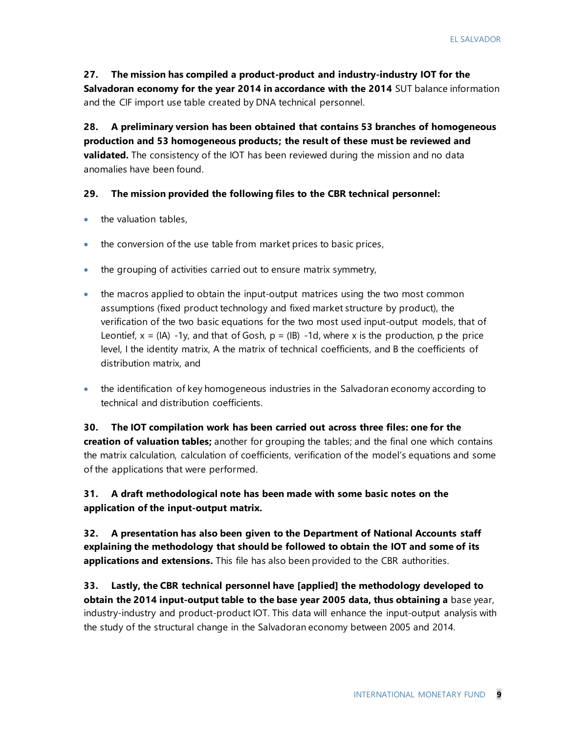**27. The mission has compiled a product-product and industry-industry IOT for the Salvadoran economy for the year 2014 in accordance with the 2014** SUT balance information and the CIF import use table created by DNA technical personnel.

**28. A preliminary version has been obtained that contains 53 branches of homogeneous production and 53 homogeneous products; the result of these must be reviewed and validated.** The consistency of the IOT has been reviewed during the mission and no data anomalies have been found.

**29. The mission provided the following files to the CBR technical personnel:**

- the valuation tables,
- the conversion of the use table from market prices to basic prices,
- the grouping of activities carried out to ensure matrix symmetry,
- the macros applied to obtain the input-output matrices using the two most common assumptions (fixed product technology and fixed market structure by product), the verification of the two basic equations for the two most used input-output models, that of Leontief, $x = (IA)^{-1}y$, and that of Gosh, $p = (IB)^{-1}d$, where x is the production, p the price level, I the identity matrix, A the matrix of technical coefficients, and B the coefficients of distribution matrix, and
- the identification of key homogeneous industries in the Salvadoran economy according to technical and distribution coefficients.

**30. The IOT compilation work has been carried out across three files: one for the creation of valuation tables;** another for grouping the tables; and the final one which contains the matrix calculation, calculation of coefficients, verification of the model's equations and some of the applications that were performed.

**31. A draft methodological note has been made with some basic notes on the application of the input-output matrix.**

**32. A presentation has also been given to the Department of National Accounts staff explaining the methodology that should be followed to obtain the IOT and some of its applications and extensions.** This file has also been provided to the CBR authorities.

**33. Lastly, the CBR technical personnel have [applied] the methodology developed to obtain the 2014 input-output table to the base year 2005 data, thus obtaining a** base year, industry-industry and product-product IOT. This data will enhance the input-output analysis with the study of the structural change in the Salvadoran economy between 2005 and 2014.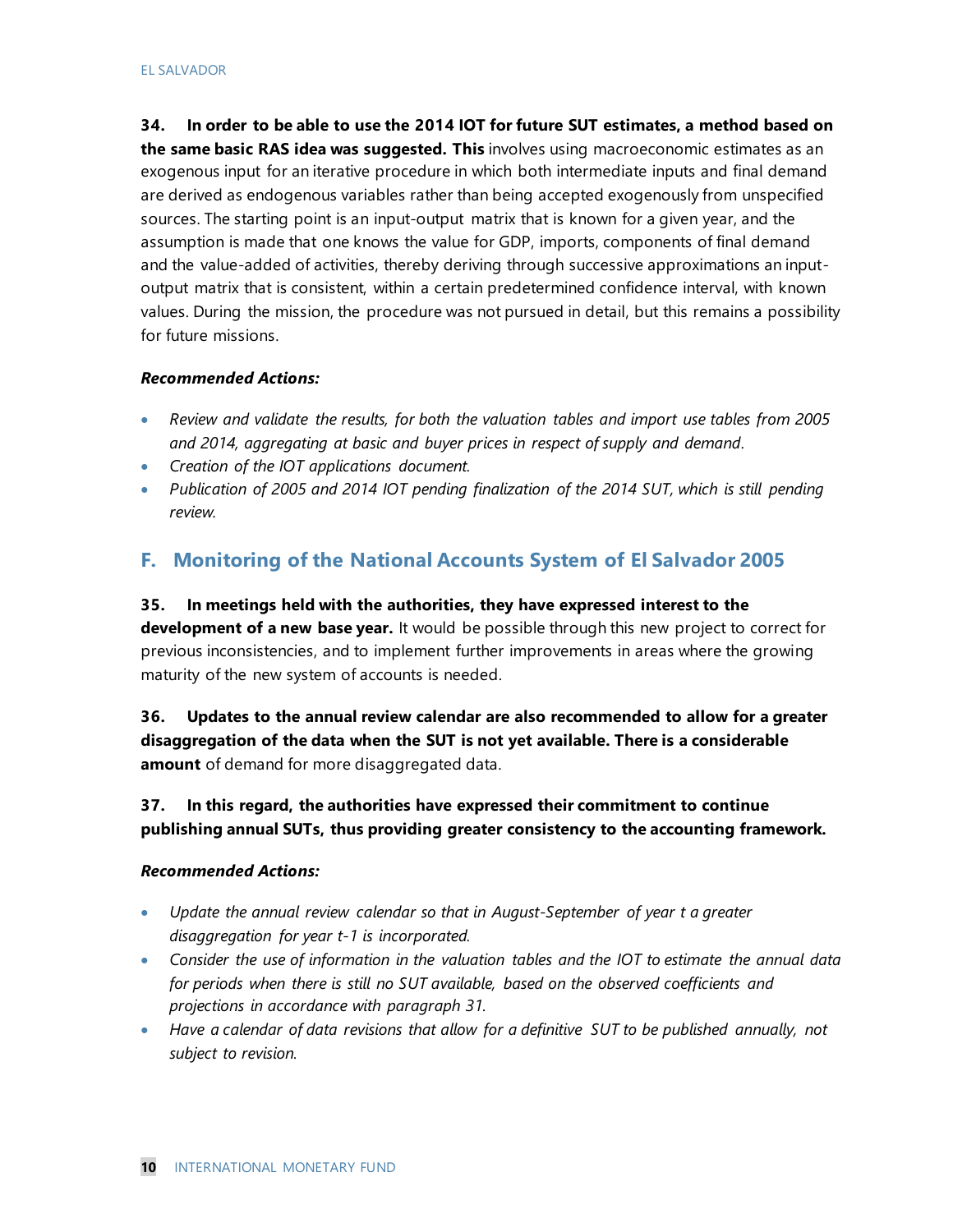**34. In order to be able to use the 2014 IOT for future SUT estimates, a method based on the same basic RAS idea was suggested. This** involves using macroeconomic estimates as an exogenous input for an iterative procedure in which both intermediate inputs and final demand are derived as endogenous variables rather than being accepted exogenously from unspecified sources. The starting point is an input-output matrix that is known for a given year, and the assumption is made that one knows the value for GDP, imports, components of final demand and the value-added of activities, thereby deriving through successive approximations an input-output matrix that is consistent, within a certain predetermined confidence interval, with known values. During the mission, the procedure was not pursued in detail, but this remains a possibility for future missions.

***Recommended Actions:***

- *Review and validate the results, for both the valuation tables and import use tables from 2005 and 2014, aggregating at basic and buyer prices in respect of supply and demand.*
- *Creation of the IOT applications document.*
- *Publication of 2005 and 2014 IOT pending finalization of the 2014 SUT, which is still pending review.*

## F. Monitoring of the National Accounts System of El Salvador 2005

**35. In meetings held with the authorities, they have expressed interest to the development of a new base year.** It would be possible through this new project to correct for previous inconsistencies, and to implement further improvements in areas where the growing maturity of the new system of accounts is needed.

**36. Updates to the annual review calendar are also recommended to allow for a greater disaggregation of the data when the SUT is not yet available. There is a considerable amount** of demand for more disaggregated data.

**37. In this regard, the authorities have expressed their commitment to continue publishing annual SUTs, thus providing greater consistency to the accounting framework.**

***Recommended Actions:***

- *Update the annual review calendar so that in August-September of year t a greater disaggregation for year t-1 is incorporated.*
- *Consider the use of information in the valuation tables and the IOT to estimate the annual data for periods when there is still no SUT available, based on the observed coefficients and projections in accordance with paragraph 31.*
- *Have a calendar of data revisions that allow for a definitive SUT to be published annually, not subject to revision.*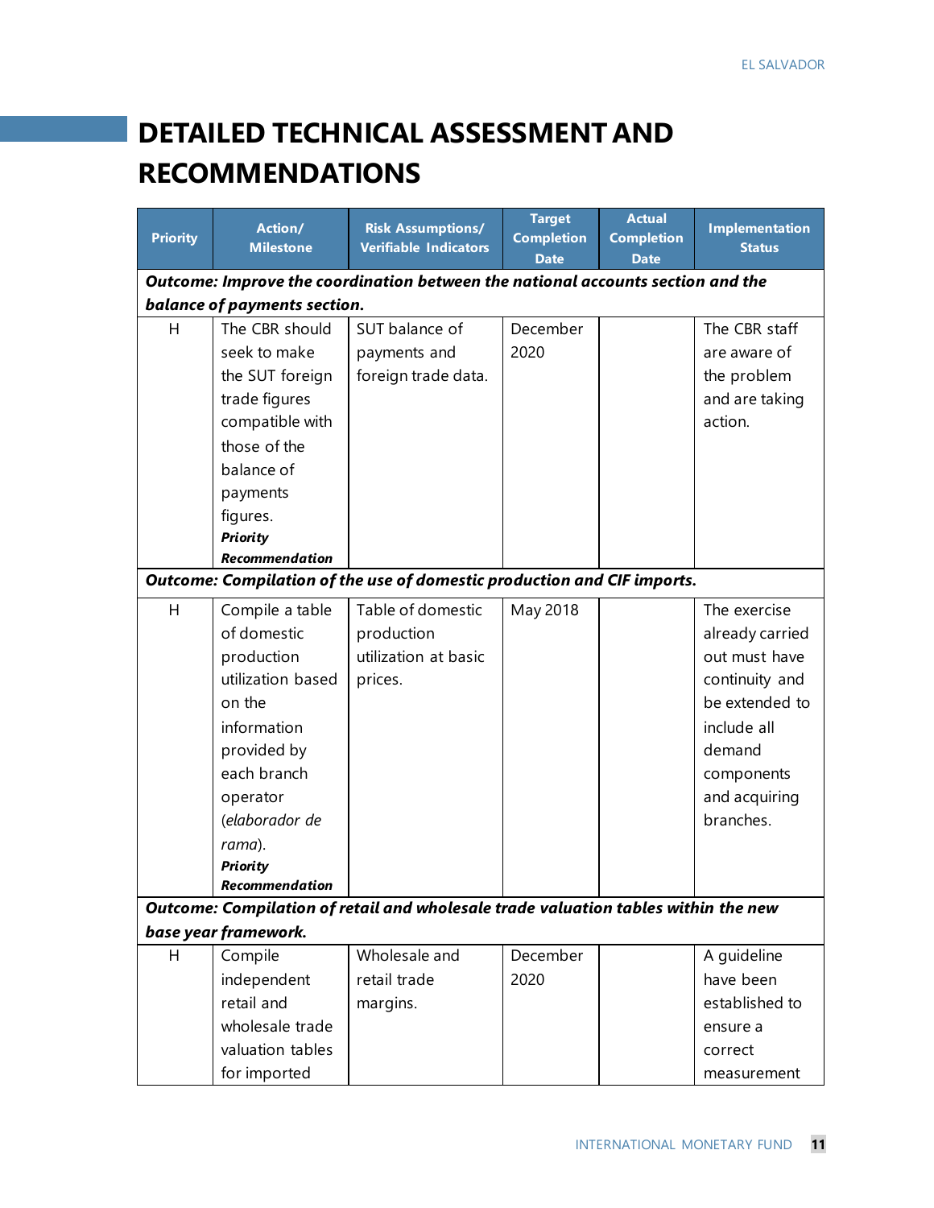# DETAILED TECHNICAL ASSESSMENT AND RECOMMENDATIONS

| Priority | Action/ Milestone | Risk Assumptions/ Verifiable Indicators | Target Completion Date | Actual Completion Date | Implementation Status |
|---|---|---|---|---|---|
| ***Outcome: Improve the coordination between the national accounts section and the balance of payments section.*** | | | | | |
| H | The CBR should seek to make the SUT foreign trade figures compatible with those of the balance of payments figures. ***Priority Recommendation*** | SUT balance of payments and foreign trade data. | December 2020 | | The CBR staff are aware of the problem and are taking action. |
| ***Outcome: Compilation of the use of domestic production and CIF imports.*** | | | | | |
| H | Compile a table of domestic production utilization based on the information provided by each branch operator (*elaborador de rama*). ***Priority Recommendation*** | Table of domestic production utilization at basic prices. | May 2018 | | The exercise already carried out must have continuity and be extended to include all demand components and acquiring branches. |
| ***Outcome: Compilation of retail and wholesale trade valuation tables within the new base year framework.*** | | | | | |
| H | Compile independent retail and wholesale trade valuation tables for imported | Wholesale and retail trade margins. | December 2020 | | A guideline have been established to ensure a correct measurement |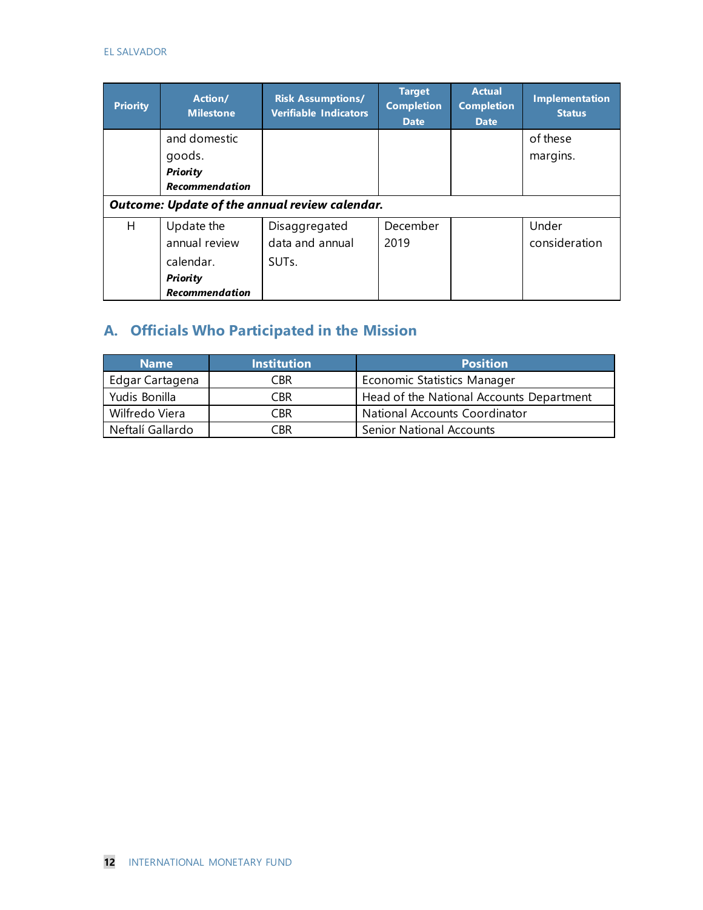| Priority | Action/ Milestone | Risk Assumptions/ Verifiable Indicators | Target Completion Date | Actual Completion Date | Implementation Status |
|---|---|---|---|---|---|
| | and domestic goods. ***Priority Recommendation*** | | | | of these margins. |
| ***Outcome: Update of the annual review calendar.*** | | | | | |
| H | Update the annual review calendar. ***Priority Recommendation*** | Disaggregated data and annual SUTs. | December 2019 | | Under consideration |

## A. Officials Who Participated in the Mission

| Name | Institution | Position |
|---|---|---|
| Edgar Cartagena | CBR | Economic Statistics Manager |
| Yudis Bonilla | CBR | Head of the National Accounts Department |
| Wilfredo Viera | CBR | National Accounts Coordinator |
| Neftalí Gallardo | CBR | Senior National Accounts |